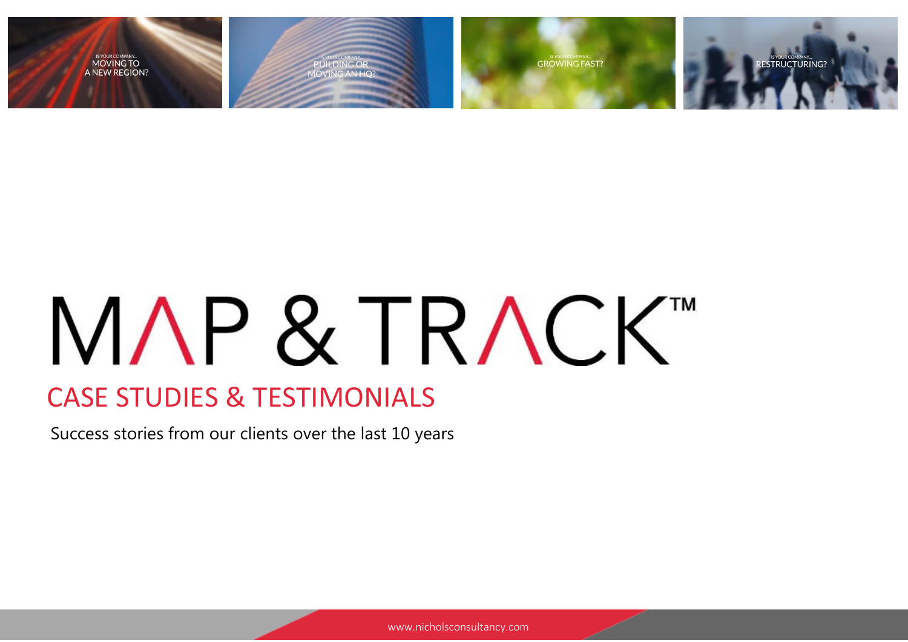IS YOUR COMPANY... MOVING TO A NEW REGION?

IS YOUR COMPANY... BUILDING OR MOVING AN HQ?

IS YOUR COMPANY... GROWING FAST?

IS YOUR COMPANY... RESTRUCTURING?

# MAP & TRACK™

## CASE STUDIES & TESTIMONIALS

Success stories from our clients over the last 10 years

www.nicholsconsultancy.com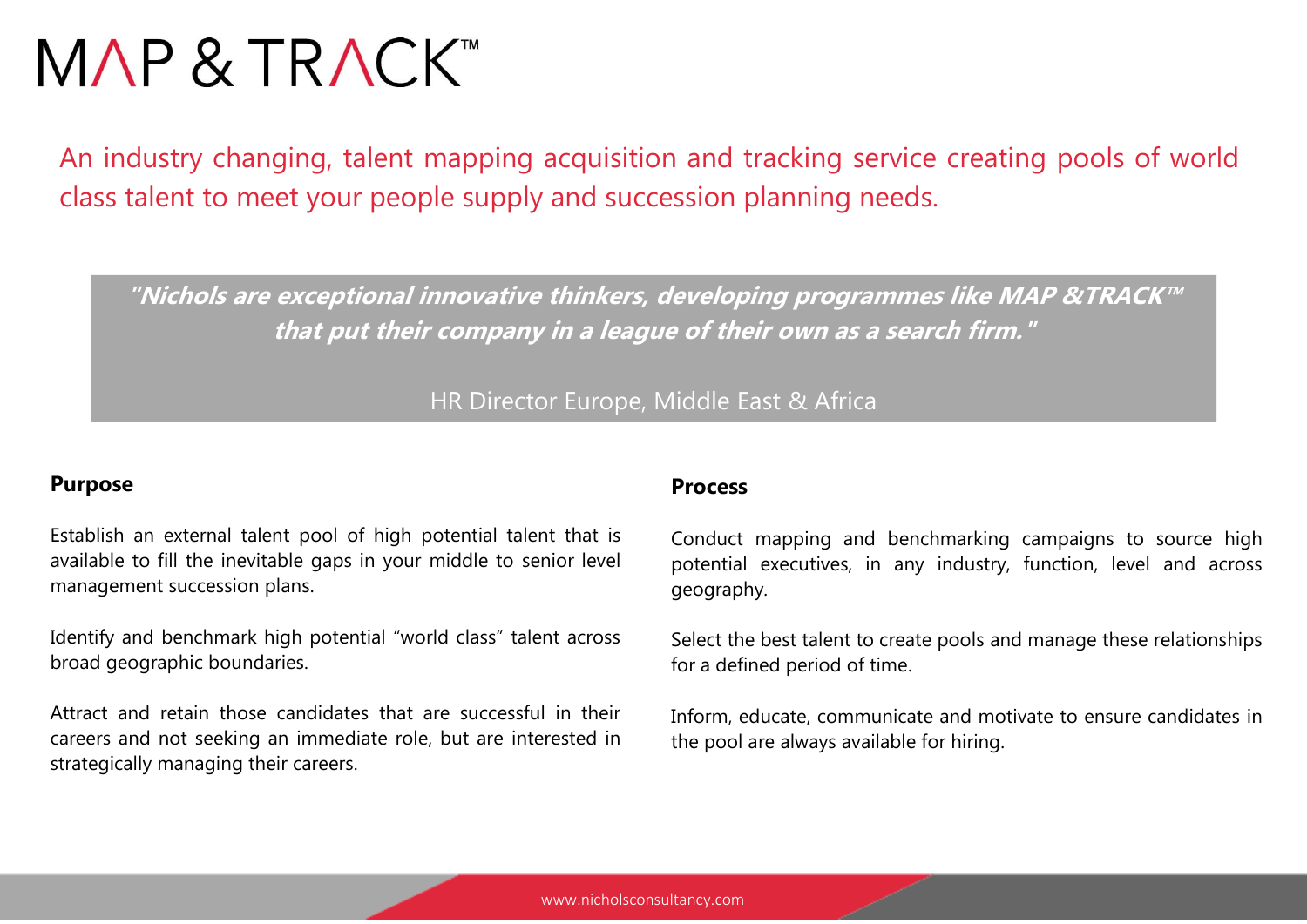# MAP & TRACK™

An industry changing, talent mapping acquisition and tracking service creating pools of world class talent to meet your people supply and succession planning needs.

> ***"Nichols are exceptional innovative thinkers, developing programmes like MAP &TRACK™ that put their company in a league of their own as a search firm."***
>
> HR Director Europe, Middle East & Africa

## Purpose

Establish an external talent pool of high potential talent that is available to fill the inevitable gaps in your middle to senior level management succession plans.

Identify and benchmark high potential "world class" talent across broad geographic boundaries.

Attract and retain those candidates that are successful in their careers and not seeking an immediate role, but are interested in strategically managing their careers.

## Process

Conduct mapping and benchmarking campaigns to source high potential executives, in any industry, function, level and across geography.

Select the best talent to create pools and manage these relationships for a defined period of time.

Inform, educate, communicate and motivate to ensure candidates in the pool are always available for hiring.

www.nicholsconsultancy.com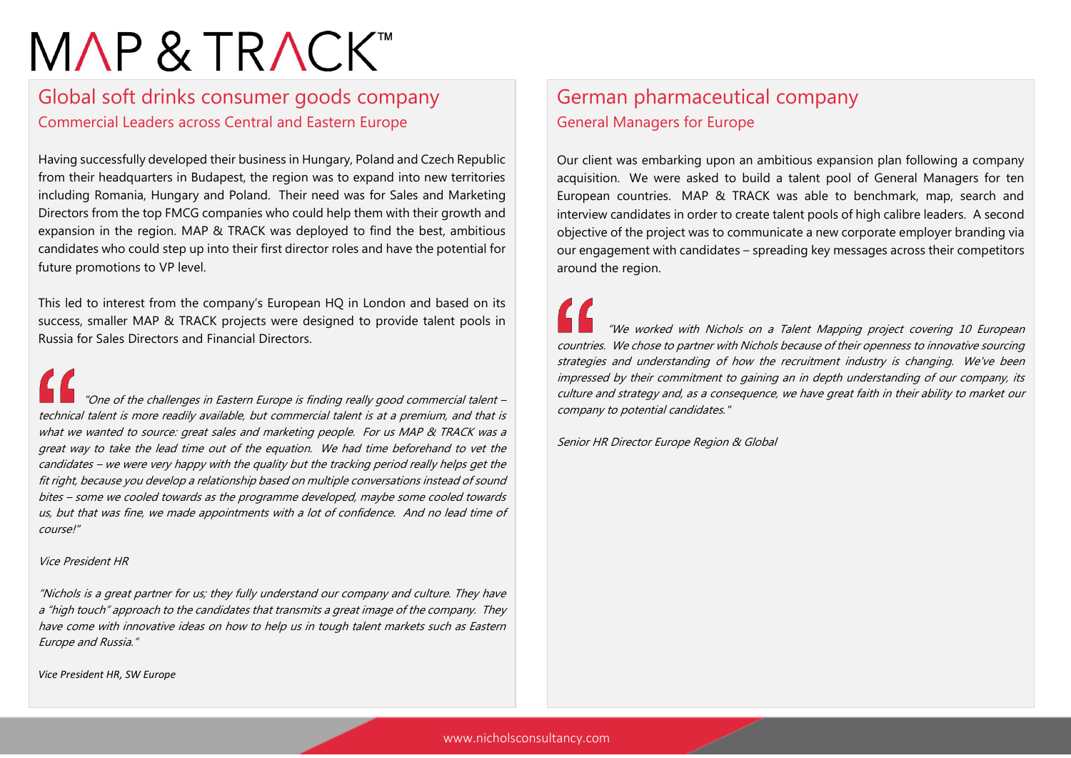# MAP & TRACK™

## Global soft drinks consumer goods company

### Commercial Leaders across Central and Eastern Europe

Having successfully developed their business in Hungary, Poland and Czech Republic from their headquarters in Budapest, the region was to expand into new territories including Romania, Hungary and Poland. Their need was for Sales and Marketing Directors from the top FMCG companies who could help them with their growth and expansion in the region. MAP & TRACK was deployed to find the best, ambitious candidates who could step up into their first director roles and have the potential for future promotions to VP level.

This led to interest from the company's European HQ in London and based on its success, smaller MAP & TRACK projects were designed to provide talent pools in Russia for Sales Directors and Financial Directors.

*"One of the challenges in Eastern Europe is finding really good commercial talent – technical talent is more readily available, but commercial talent is at a premium, and that is what we wanted to source: great sales and marketing people. For us MAP & TRACK was a great way to take the lead time out of the equation. We had time beforehand to vet the candidates – we were very happy with the quality but the tracking period really helps get the fit right, because you develop a relationship based on multiple conversations instead of sound bites – some we cooled towards as the programme developed, maybe some cooled towards us, but that was fine, we made appointments with a lot of confidence. And no lead time of course!"*

*Vice President HR*

*"Nichols is a great partner for us; they fully understand our company and culture. They have a "high touch" approach to the candidates that transmits a great image of the company. They have come with innovative ideas on how to help us in tough talent markets such as Eastern Europe and Russia."*

*Vice President HR, SW Europe*

## German pharmaceutical company

### General Managers for Europe

Our client was embarking upon an ambitious expansion plan following a company acquisition. We were asked to build a talent pool of General Managers for ten European countries. MAP & TRACK was able to benchmark, map, search and interview candidates in order to create talent pools of high calibre leaders. A second objective of the project was to communicate a new corporate employer branding via our engagement with candidates – spreading key messages across their competitors around the region.

*"We worked with Nichols on a Talent Mapping project covering 10 European countries. We chose to partner with Nichols because of their openness to innovative sourcing strategies and understanding of how the recruitment industry is changing. We've been impressed by their commitment to gaining an in depth understanding of our company, its culture and strategy and, as a consequence, we have great faith in their ability to market our company to potential candidates."*

*Senior HR Director Europe Region & Global*

www.nicholsconsultancy.com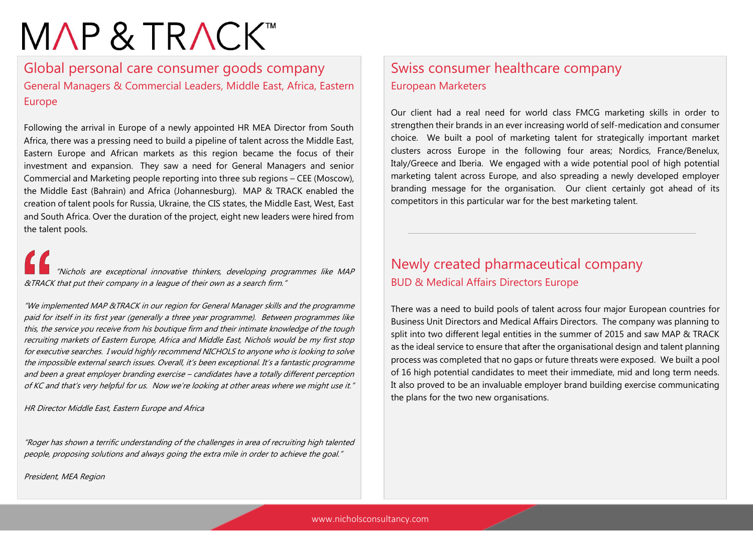# MAP & TRACK™

## Global personal care consumer goods company

### General Managers & Commercial Leaders, Middle East, Africa, Eastern Europe

Following the arrival in Europe of a newly appointed HR MEA Director from South Africa, there was a pressing need to build a pipeline of talent across the Middle East, Eastern Europe and African markets as this region became the focus of their investment and expansion. They saw a need for General Managers and senior Commercial and Marketing people reporting into three sub regions – CEE (Moscow), the Middle East (Bahrain) and Africa (Johannesburg). MAP & TRACK enabled the creation of talent pools for Russia, Ukraine, the CIS states, the Middle East, West, East and South Africa. Over the duration of the project, eight new leaders were hired from the talent pools.

*"Nichols are exceptional innovative thinkers, developing programmes like MAP &TRACK that put their company in a league of their own as a search firm."*

*"We implemented MAP &TRACK in our region for General Manager skills and the programme paid for itself in its first year (generally a three year programme). Between programmes like this, the service you receive from his boutique firm and their intimate knowledge of the tough recruiting markets of Eastern Europe, Africa and Middle East, Nichols would be my first stop for executive searches. I would highly recommend NICHOLS to anyone who is looking to solve the impossible external search issues. Overall, it's been exceptional. It's a fantastic programme and been a great employer branding exercise – candidates have a totally different perception of KC and that's very helpful for us. Now we're looking at other areas where we might use it."*

*HR Director Middle East, Eastern Europe and Africa*

*"Roger has shown a terrific understanding of the challenges in area of recruiting high talented people, proposing solutions and always going the extra mile in order to achieve the goal."*

*President, MEA Region*

## Swiss consumer healthcare company

### European Marketers

Our client had a real need for world class FMCG marketing skills in order to strengthen their brands in an ever increasing world of self-medication and consumer choice. We built a pool of marketing talent for strategically important market clusters across Europe in the following four areas; Nordics, France/Benelux, Italy/Greece and Iberia. We engaged with a wide potential pool of high potential marketing talent across Europe, and also spreading a newly developed employer branding message for the organisation. Our client certainly got ahead of its competitors in this particular war for the best marketing talent.

## Newly created pharmaceutical company

### BUD & Medical Affairs Directors Europe

There was a need to build pools of talent across four major European countries for Business Unit Directors and Medical Affairs Directors. The company was planning to split into two different legal entities in the summer of 2015 and saw MAP & TRACK as the ideal service to ensure that after the organisational design and talent planning process was completed that no gaps or future threats were exposed. We built a pool of 16 high potential candidates to meet their immediate, mid and long term needs. It also proved to be an invaluable employer brand building exercise communicating the plans for the two new organisations.

www.nicholsconsultancy.com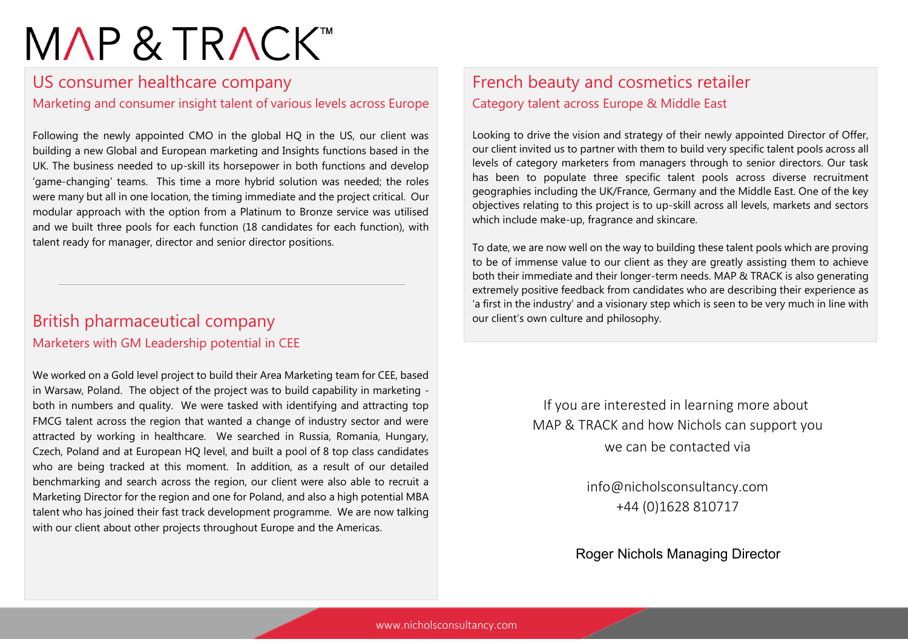# MAP & TRACK™

## US consumer healthcare company

### Marketing and consumer insight talent of various levels across Europe

Following the newly appointed CMO in the global HQ in the US, our client was building a new Global and European marketing and Insights functions based in the UK. The business needed to up-skill its horsepower in both functions and develop 'game-changing' teams. This time a more hybrid solution was needed; the roles were many but all in one location, the timing immediate and the project critical. Our modular approach with the option from a Platinum to Bronze service was utilised and we built three pools for each function (18 candidates for each function), with talent ready for manager, director and senior director positions.

## British pharmaceutical company

### Marketers with GM Leadership potential in CEE

We worked on a Gold level project to build their Area Marketing team for CEE, based in Warsaw, Poland. The object of the project was to build capability in marketing - both in numbers and quality. We were tasked with identifying and attracting top FMCG talent across the region that wanted a change of industry sector and were attracted by working in healthcare. We searched in Russia, Romania, Hungary, Czech, Poland and at European HQ level, and built a pool of 8 top class candidates who are being tracked at this moment. In addition, as a result of our detailed benchmarking and search across the region, our client were also able to recruit a Marketing Director for the region and one for Poland, and also a high potential MBA talent who has joined their fast track development programme. We are now talking with our client about other projects throughout Europe and the Americas.

## French beauty and cosmetics retailer

### Category talent across Europe & Middle East

Looking to drive the vision and strategy of their newly appointed Director of Offer, our client invited us to partner with them to build very specific talent pools across all levels of category marketers from managers through to senior directors. Our task has been to populate three specific talent pools across diverse recruitment geographies including the UK/France, Germany and the Middle East. One of the key objectives relating to this project is to up-skill across all levels, markets and sectors which include make-up, fragrance and skincare.

To date, we are now well on the way to building these talent pools which are proving to be of immense value to our client as they are greatly assisting them to achieve both their immediate and their longer-term needs. MAP & TRACK is also generating extremely positive feedback from candidates who are describing their experience as 'a first in the industry' and a visionary step which is seen to be very much in line with our client's own culture and philosophy.

If you are interested in learning more about MAP & TRACK and how Nichols can support you we can be contacted via

info@nicholsconsultancy.com
+44 (0)1628 810717

Roger Nichols Managing Director

www.nicholsconsultancy.com